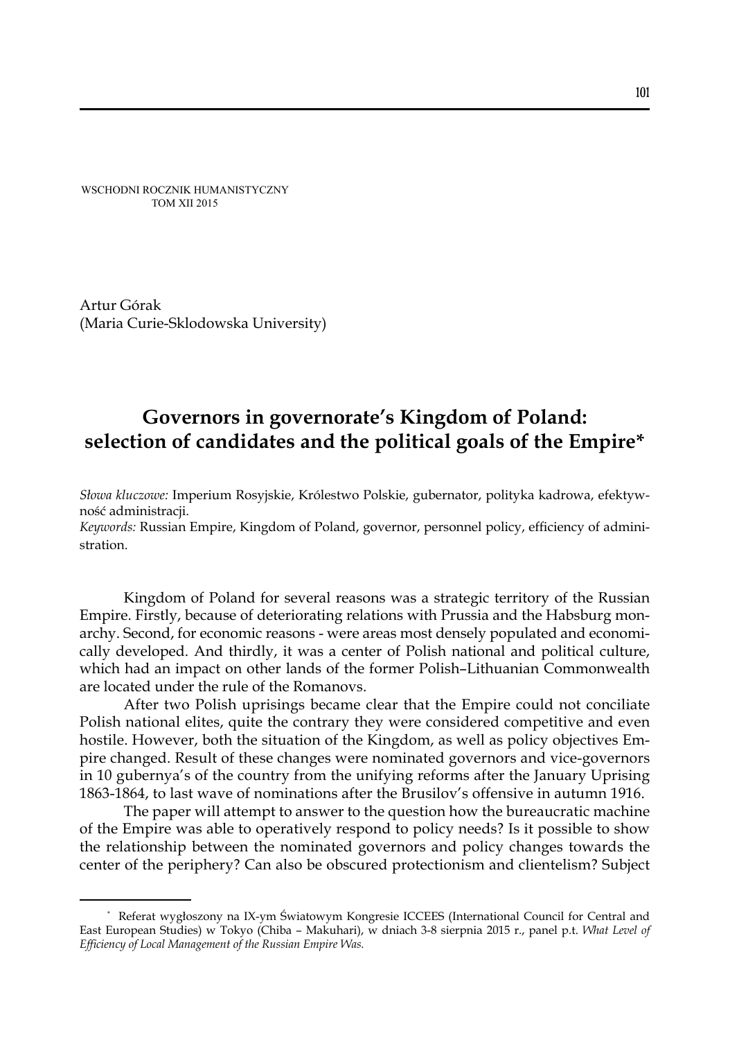WSCHODNI ROCZNIK HUMANISTYCZNY
TOM XII 2015

Artur Górak
(Maria Curie-Sklodowska University)

# Governors in governorate's Kingdom of Poland: selection of candidates and the political goals of the Empire*

*Słowa kluczowe:* Imperium Rosyjskie, Królestwo Polskie, gubernator, polityka kadrowa, efektywność administracji.
*Keywords:* Russian Empire, Kingdom of Poland, governor, personnel policy, efficiency of administration.

Kingdom of Poland for several reasons was a strategic territory of the Russian Empire. Firstly, because of deteriorating relations with Prussia and the Habsburg monarchy. Second, for economic reasons - were areas most densely populated and economically developed. And thirdly, it was a center of Polish national and political culture, which had an impact on other lands of the former Polish–Lithuanian Commonwealth are located under the rule of the Romanovs.

After two Polish uprisings became clear that the Empire could not conciliate Polish national elites, quite the contrary they were considered competitive and even hostile. However, both the situation of the Kingdom, as well as policy objectives Empire changed. Result of these changes were nominated governors and vice-governors in 10 gubernya's of the country from the unifying reforms after the January Uprising 1863-1864, to last wave of nominations after the Brusilov's offensive in autumn 1916.

The paper will attempt to answer to the question how the bureaucratic machine of the Empire was able to operatively respond to policy needs? Is it possible to show the relationship between the nominated governors and policy changes towards the center of the periphery? Can also be obscured protectionism and clientelism? Subject

---

\* Referat wygłoszony na IX-ym Światowym Kongresie ICCEES (International Council for Central and East European Studies) w Tokyo (Chiba – Makuhari), w dniach 3-8 sierpnia 2015 r., panel p.t. *What Level of Efficiency of Local Management of the Russian Empire Was.*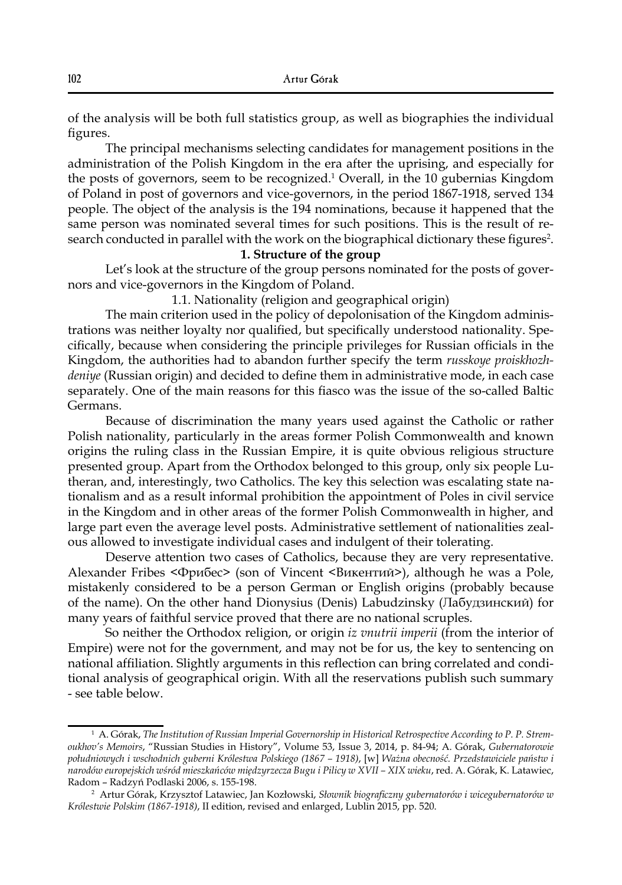of the analysis will be both full statistics group, as well as biographies the individual figures.

The principal mechanisms selecting candidates for management positions in the administration of the Polish Kingdom in the era after the uprising, and especially for the posts of governors, seem to be recognized.[1] Overall, in the 10 gubernias Kingdom of Poland in post of governors and vice-governors, in the period 1867-1918, served 134 people. The object of the analysis is the 194 nominations, because it happened that the same person was nominated several times for such positions. This is the result of research conducted in parallel with the work on the biographical dictionary these figures[2].

## 1. Structure of the group

Let's look at the structure of the group persons nominated for the posts of governors and vice-governors in the Kingdom of Poland.

### 1.1. Nationality (religion and geographical origin)

The main criterion used in the policy of depolonisation of the Kingdom administrations was neither loyalty nor qualified, but specifically understood nationality. Specifically, because when considering the principle privileges for Russian officials in the Kingdom, the authorities had to abandon further specify the term *russkoye proiskhozhdeniye* (Russian origin) and decided to define them in administrative mode, in each case separately. One of the main reasons for this fiasco was the issue of the so-called Baltic Germans.

Because of discrimination the many years used against the Catholic or rather Polish nationality, particularly in the areas former Polish Commonwealth and known origins the ruling class in the Russian Empire, it is quite obvious religious structure presented group. Apart from the Orthodox belonged to this group, only six people Lutheran, and, interestingly, two Catholics. The key this selection was escalating state nationalism and as a result informal prohibition the appointment of Poles in civil service in the Kingdom and in other areas of the former Polish Commonwealth in higher, and large part even the average level posts. Administrative settlement of nationalities zealous allowed to investigate individual cases and indulgent of their tolerating.

Deserve attention two cases of Catholics, because they are very representative. Alexander Fribes <Фрибес> (son of Vincent <Викентий>), although he was a Pole, mistakenly considered to be a person German or English origins (probably because of the name). On the other hand Dionysius (Denis) Labudzinsky (Лабудзинский) for many years of faithful service proved that there are no national scruples.

So neither the Orthodox religion, or origin *iz vnutrii imperii* (from the interior of Empire) were not for the government, and may not be for us, the key to sentencing on national affiliation. Slightly arguments in this reflection can bring correlated and conditional analysis of geographical origin. With all the reservations publish such summary - see table below.

---

[1] A. Górak, *The Institution of Russian Imperial Governorship in Historical Retrospective According to P. P. Stremoukhov's Memoirs*, "Russian Studies in History", Volume 53, Issue 3, 2014, p. 84-94; A. Górak, *Gubernatorowie południowych i wschodnich guberni Królestwa Polskiego (1867 – 1918)*, [w] *Ważna obecność. Przedstawiciele państw i narodów europejskich wśród mieszkańców międzyrzecza Bugu i Pilicy w XVII – XIX wieku*, red. A. Górak, K. Latawiec, Radom – Radzyń Podlaski 2006, s. 155-198.

[2] Artur Górak, Krzysztof Latawiec, Jan Kozłowski, *Słownik biograficzny gubernatorów i wicegubernatorów w Królestwie Polskim (1867-1918)*, II edition, revised and enlarged, Lublin 2015, pp. 520.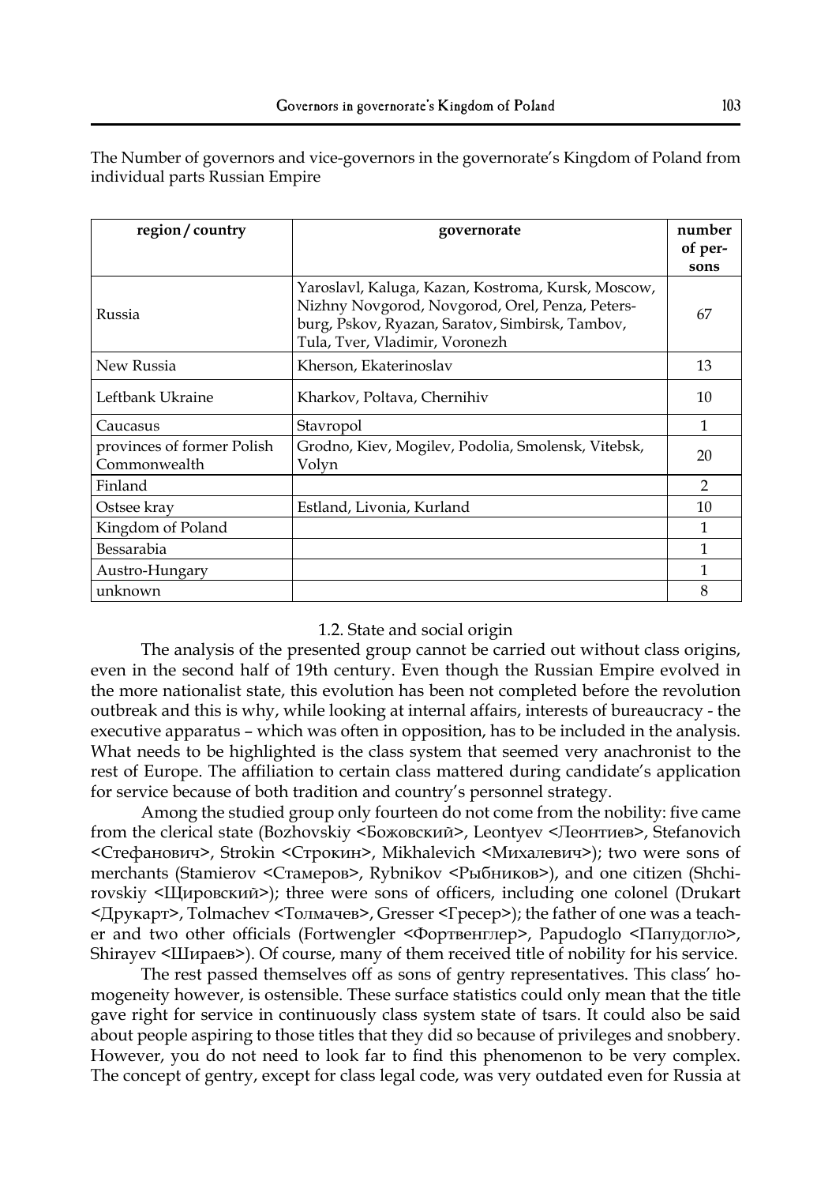The Number of governors and vice-governors in the governorate's Kingdom of Poland from individual parts Russian Empire

| region / country | governorate | number of persons |
|---|---|---|
| Russia | Yaroslavl, Kaluga, Kazan, Kostroma, Kursk, Moscow, Nizhny Novgorod, Novgorod, Orel, Penza, Petersburg, Pskov, Ryazan, Saratov, Simbirsk, Tambov, Tula, Tver, Vladimir, Voronezh | 67 |
| New Russia | Kherson, Ekaterinoslav | 13 |
| Leftbank Ukraine | Kharkov, Poltava, Chernihiv | 10 |
| Caucasus | Stavropol | 1 |
| provinces of former Polish Commonwealth | Grodno, Kiev, Mogilev, Podolia, Smolensk, Vitebsk, Volyn | 20 |
| Finland | | 2 |
| Ostsee kray | Estland, Livonia, Kurland | 10 |
| Kingdom of Poland | | 1 |
| Bessarabia | | 1 |
| Austro-Hungary | | 1 |
| unknown | | 8 |

### 1.2. State and social origin

The analysis of the presented group cannot be carried out without class origins, even in the second half of 19th century. Even though the Russian Empire evolved in the more nationalist state, this evolution has been not completed before the revolution outbreak and this is why, while looking at internal affairs, interests of bureaucracy - the executive apparatus – which was often in opposition, has to be included in the analysis. What needs to be highlighted is the class system that seemed very anachronist to the rest of Europe. The affiliation to certain class mattered during candidate's application for service because of both tradition and country's personnel strategy.

Among the studied group only fourteen do not come from the nobility: five came from the clerical state (Bozhovskiy <Божовский>, Leontyev <Леонтиев>, Stefanovich <Стефанович>, Strokin <Строкин>, Mikhalevich <Михалевич>); two were sons of merchants (Stamierov <Стамеров>, Rybnikov <Рыбников>), and one citizen (Shchirovskiy <Щировский>); three were sons of officers, including one colonel (Drukart <Друкарт>, Tolmachev <Толмачев>, Gresser <Гресер>); the father of one was a teacher and two other officials (Fortwengler <Фортвенглер>, Papudoglo <Папудогло>, Shirayev <Шираев>). Of course, many of them received title of nobility for his service.

The rest passed themselves off as sons of gentry representatives. This class' homogeneity however, is ostensible. These surface statistics could only mean that the title gave right for service in continuously class system state of tsars. It could also be said about people aspiring to those titles that they did so because of privileges and snobbery. However, you do not need to look far to find this phenomenon to be very complex. The concept of gentry, except for class legal code, was very outdated even for Russia at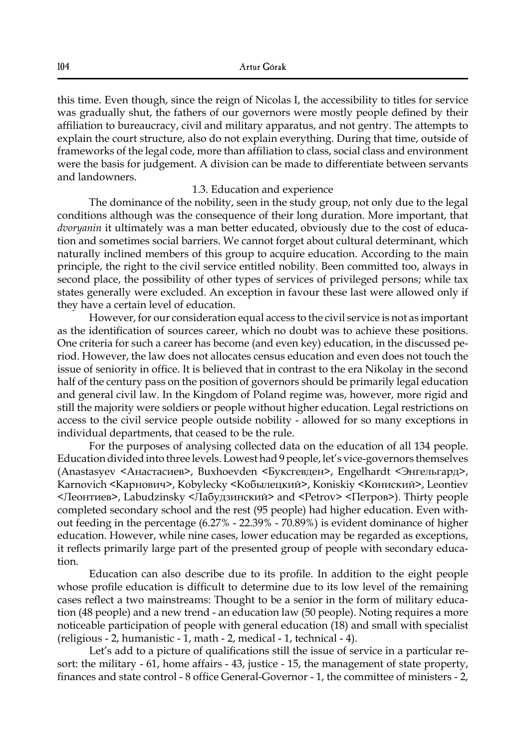this time. Even though, since the reign of Nicolas I, the accessibility to titles for service was gradually shut, the fathers of our governors were mostly people defined by their affiliation to bureaucracy, civil and military apparatus, and not gentry. The attempts to explain the court structure, also do not explain everything. During that time, outside of frameworks of the legal code, more than affiliation to class, social class and environment were the basis for judgement. A division can be made to differentiate between servants and landowners.

### 1.3. Education and experience

The dominance of the nobility, seen in the study group, not only due to the legal conditions although was the consequence of their long duration. More important, that *dvoryanin* it ultimately was a man better educated, obviously due to the cost of education and sometimes social barriers. We cannot forget about cultural determinant, which naturally inclined members of this group to acquire education. According to the main principle, the right to the civil service entitled nobility. Been committed too, always in second place, the possibility of other types of services of privileged persons; while tax states generally were excluded. An exception in favour these last were allowed only if they have a certain level of education.

However, for our consideration equal access to the civil service is not as important as the identification of sources career, which no doubt was to achieve these positions. One criteria for such a career has become (and even key) education, in the discussed period. However, the law does not allocates census education and even does not touch the issue of seniority in office. It is believed that in contrast to the era Nikolay in the second half of the century pass on the position of governors should be primarily legal education and general civil law. In the Kingdom of Poland regime was, however, more rigid and still the majority were soldiers or people without higher education. Legal restrictions on access to the civil service people outside nobility - allowed for so many exceptions in individual departments, that ceased to be the rule.

For the purposes of analysing collected data on the education of all 134 people. Education divided into three levels. Lowest had 9 people, let's vice-governors themselves (Anastasyev <Анастасиев>, Buxhoevden <Буксгевден>, Engelhardt <Энгельгард>, Karnovich <Карнович>, Kobylecky <Кобылецкий>, Koniskiy <Конисский>, Leontiev <Леонтиев>, Labudzinsky <Лабудзинский> and <Petrov> <Петров>). Thirty people completed secondary school and the rest (95 people) had higher education. Even without feeding in the percentage (6.27% - 22.39% - 70.89%) is evident dominance of higher education. However, while nine cases, lower education may be regarded as exceptions, it reflects primarily large part of the presented group of people with secondary education.

Education can also describe due to its profile. In addition to the eight people whose profile education is difficult to determine due to its low level of the remaining cases reflect a two mainstreams: Thought to be a senior in the form of military education (48 people) and a new trend - an education law (50 people). Noting requires a more noticeable participation of people with general education (18) and small with specialist (religious - 2, humanistic - 1, math - 2, medical - 1, technical - 4).

Let's add to a picture of qualifications still the issue of service in a particular resort: the military - 61, home affairs - 43, justice - 15, the management of state property, finances and state control - 8 office General-Governor - 1, the committee of ministers - 2,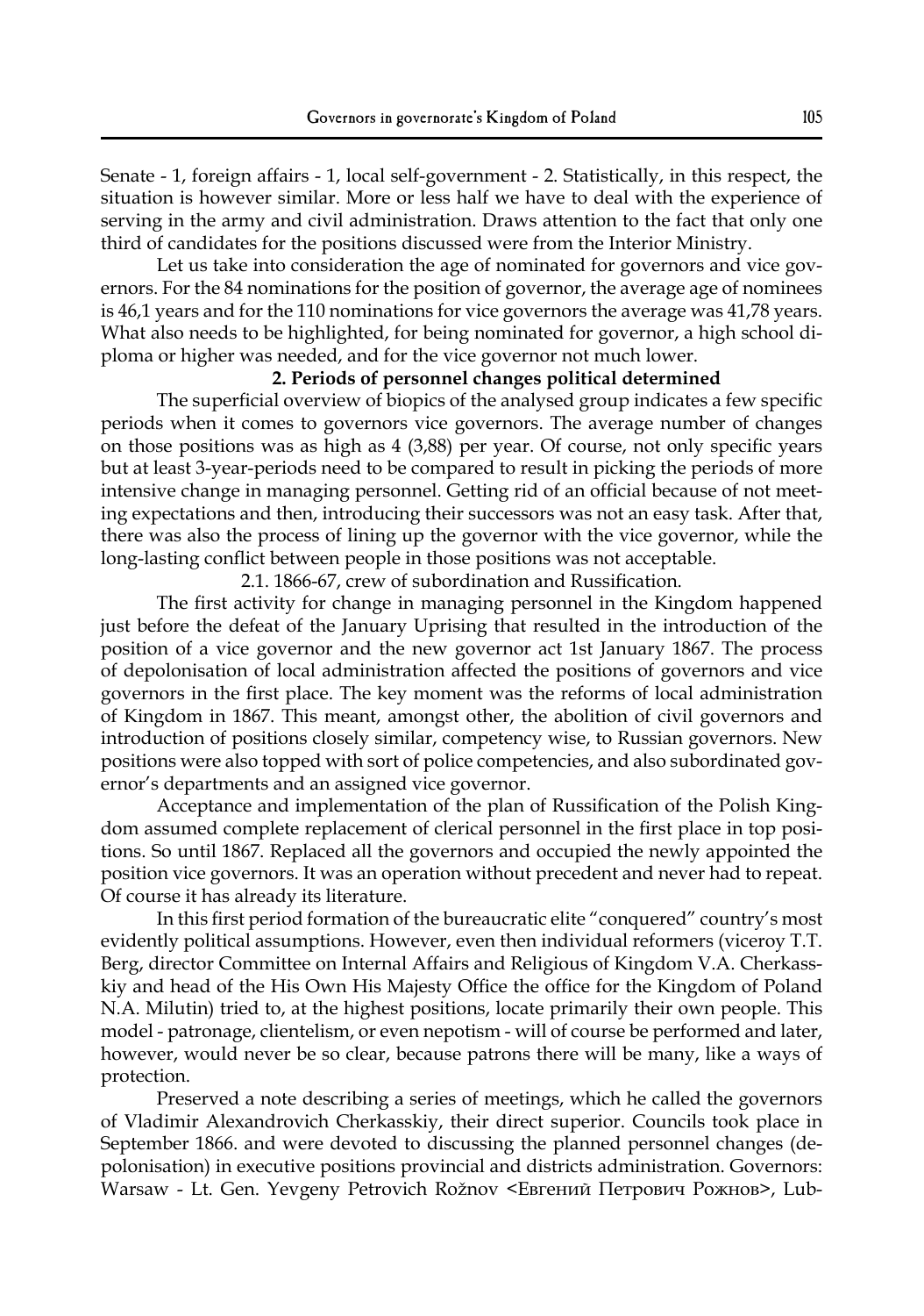Senate - 1, foreign affairs - 1, local self-government - 2. Statistically, in this respect, the situation is however similar. More or less half we have to deal with the experience of serving in the army and civil administration. Draws attention to the fact that only one third of candidates for the positions discussed were from the Interior Ministry.

Let us take into consideration the age of nominated for governors and vice governors. For the 84 nominations for the position of governor, the average age of nominees is 46,1 years and for the 110 nominations for vice governors the average was 41,78 years. What also needs to be highlighted, for being nominated for governor, a high school diploma or higher was needed, and for the vice governor not much lower.

**2. Periods of personnel changes political determined**

The superficial overview of biopics of the analysed group indicates a few specific periods when it comes to governors vice governors. The average number of changes on those positions was as high as 4 (3,88) per year. Of course, not only specific years but at least 3-year-periods need to be compared to result in picking the periods of more intensive change in managing personnel. Getting rid of an official because of not meeting expectations and then, introducing their successors was not an easy task. After that, there was also the process of lining up the governor with the vice governor, while the long-lasting conflict between people in those positions was not acceptable.

2.1. 1866-67, crew of subordination and Russification.

The first activity for change in managing personnel in the Kingdom happened just before the defeat of the January Uprising that resulted in the introduction of the position of a vice governor and the new governor act 1st January 1867. The process of depolonisation of local administration affected the positions of governors and vice governors in the first place. The key moment was the reforms of local administration of Kingdom in 1867. This meant, amongst other, the abolition of civil governors and introduction of positions closely similar, competency wise, to Russian governors. New positions were also topped with sort of police competencies, and also subordinated governor's departments and an assigned vice governor.

Acceptance and implementation of the plan of Russification of the Polish Kingdom assumed complete replacement of clerical personnel in the first place in top positions. So until 1867. Replaced all the governors and occupied the newly appointed the position vice governors. It was an operation without precedent and never had to repeat. Of course it has already its literature.

In this first period formation of the bureaucratic elite "conquered" country's most evidently political assumptions. However, even then individual reformers (viceroy T.T. Berg, director Committee on Internal Affairs and Religious of Kingdom V.A. Cherkasskiy and head of the His Own His Majesty Office the office for the Kingdom of Poland N.A. Milutin) tried to, at the highest positions, locate primarily their own people. This model - patronage, clientelism, or even nepotism - will of course be performed and later, however, would never be so clear, because patrons there will be many, like a ways of protection.

Preserved a note describing a series of meetings, which he called the governors of Vladimir Alexandrovich Cherkasskiy, their direct superior. Councils took place in September 1866. and were devoted to discussing the planned personnel changes (depolonisation) in executive positions provincial and districts administration. Governors: Warsaw - Lt. Gen. Yevgeny Petrovich Rožnov <Евгений Петрович Рожнов>, Lub-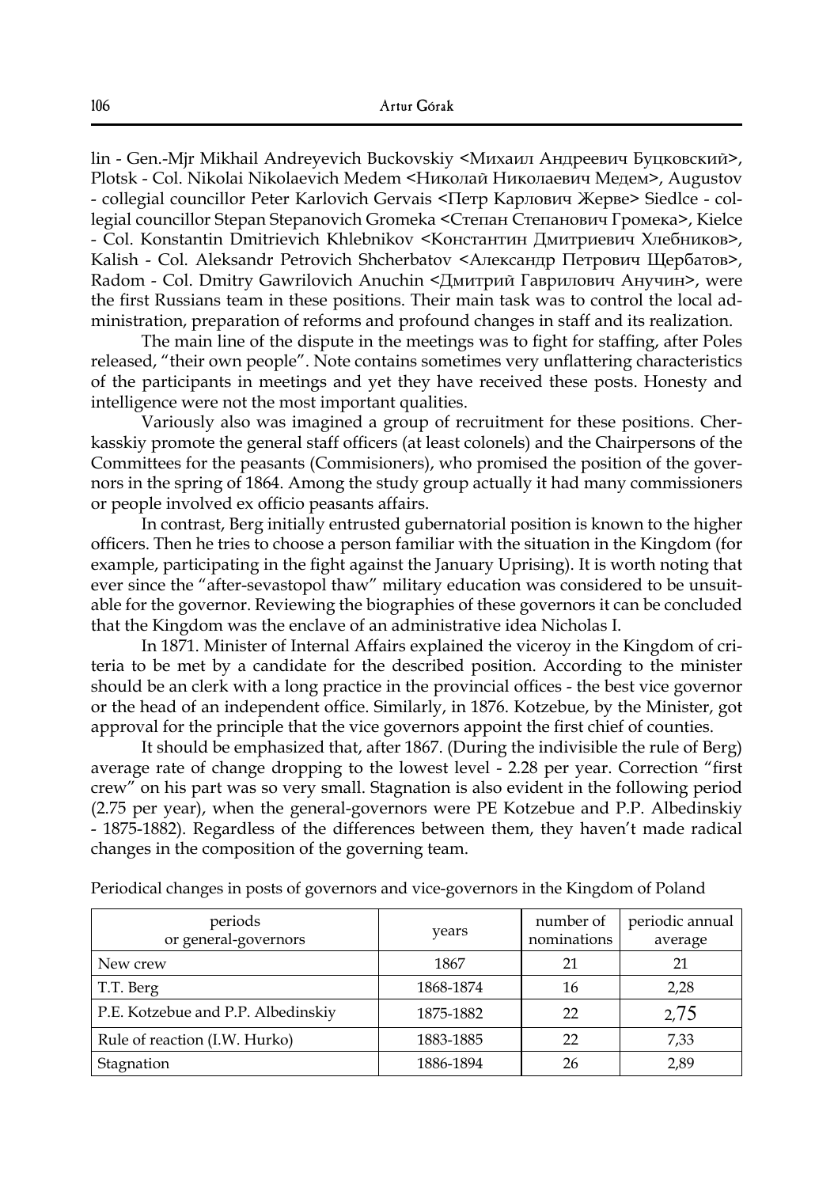lin - Gen.-Mjr Mikhail Andreyevich Buckovskiy <Михаил Андреевич Буцковский>, Plotsk - Col. Nikolai Nikolaevich Medem <Николай Николаевич Медем>, Augustov - collegial councillor Peter Karlovich Gervais <Петр Карлович Жерве> Siedlce - collegial councillor Stepan Stepanovich Gromeka <Степан Степанович Громека>, Kielce - Col. Konstantin Dmitrievich Khlebnikov <Константин Дмитриевич Хлебников>, Kalish - Col. Aleksandr Petrovich Shcherbatov <Александр Петрович Щербатов>, Radom - Col. Dmitry Gawrilovich Anuchin <Дмитрий Гаврилович Анучин>, were the first Russians team in these positions. Their main task was to control the local administration, preparation of reforms and profound changes in staff and its realization.

The main line of the dispute in the meetings was to fight for staffing, after Poles released, "their own people". Note contains sometimes very unflattering characteristics of the participants in meetings and yet they have received these posts. Honesty and intelligence were not the most important qualities.

Variously also was imagined a group of recruitment for these positions. Cherkasskiy promote the general staff officers (at least colonels) and the Chairpersons of the Committees for the peasants (Commisioners), who promised the position of the governors in the spring of 1864. Among the study group actually it had many commissioners or people involved ex officio peasants affairs.

In contrast, Berg initially entrusted gubernatorial position is known to the higher officers. Then he tries to choose a person familiar with the situation in the Kingdom (for example, participating in the fight against the January Uprising). It is worth noting that ever since the "after-sevastopol thaw" military education was considered to be unsuitable for the governor. Reviewing the biographies of these governors it can be concluded that the Kingdom was the enclave of an administrative idea Nicholas I.

In 1871. Minister of Internal Affairs explained the viceroy in the Kingdom of criteria to be met by a candidate for the described position. According to the minister should be an clerk with a long practice in the provincial offices - the best vice governor or the head of an independent office. Similarly, in 1876. Kotzebue, by the Minister, got approval for the principle that the vice governors appoint the first chief of counties.

It should be emphasized that, after 1867. (During the indivisible the rule of Berg) average rate of change dropping to the lowest level - 2.28 per year. Correction "first crew" on his part was so very small. Stagnation is also evident in the following period (2.75 per year), when the general-governors were PE Kotzebue and P.P. Albedinskiy - 1875-1882). Regardless of the differences between them, they haven't made radical changes in the composition of the governing team.

Periodical changes in posts of governors and vice-governors in the Kingdom of Poland

| periods or general-governors | years | number of nominations | periodic annual average |
|---|---|---|---|
| New crew | 1867 | 21 | 21 |
| T.T. Berg | 1868-1874 | 16 | 2,28 |
| P.E. Kotzebue and P.P. Albedinskiy | 1875-1882 | 22 | 2,75 |
| Rule of reaction (I.W. Hurko) | 1883-1885 | 22 | 7,33 |
| Stagnation | 1886-1894 | 26 | 2,89 |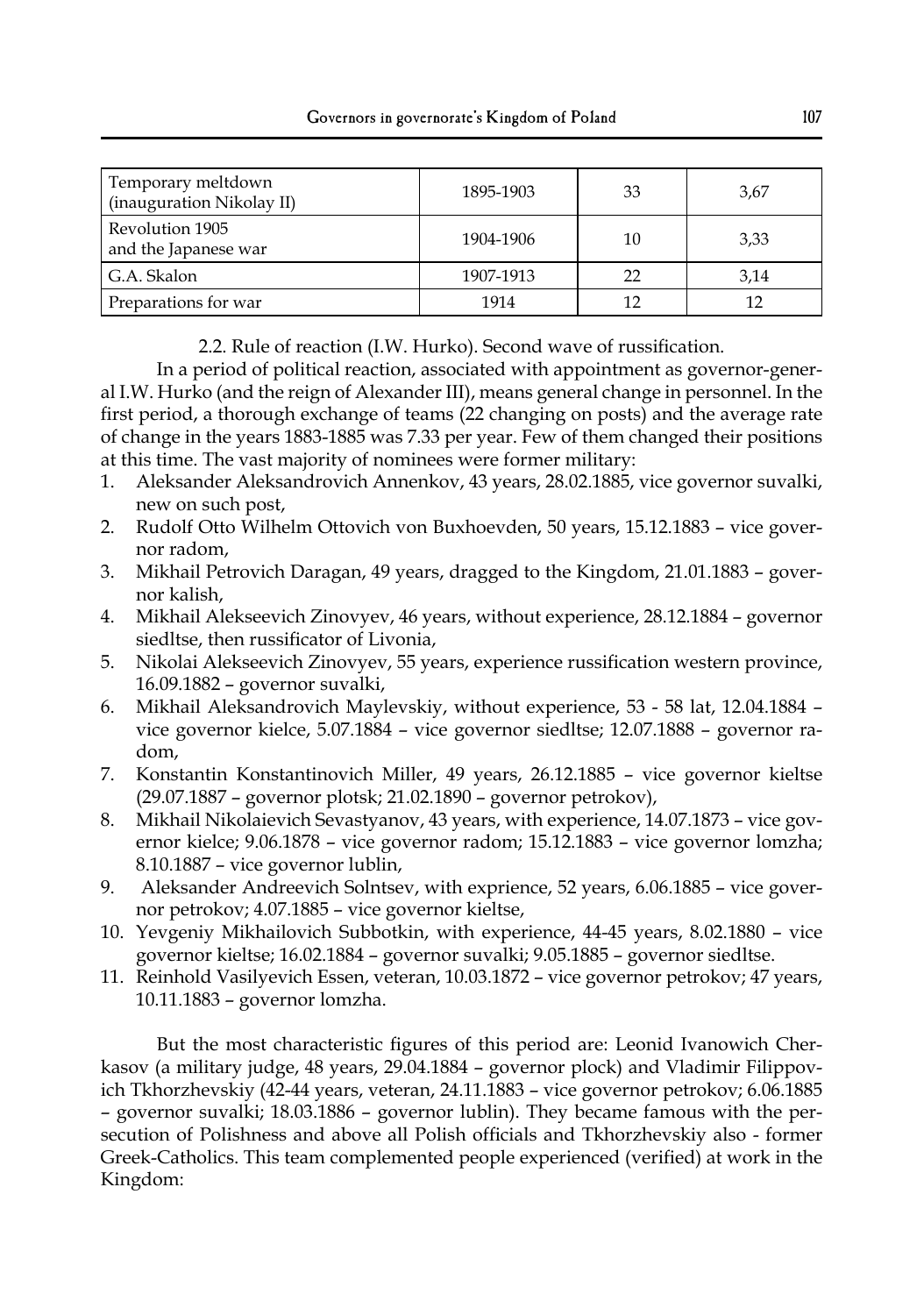| | | | |
|---|---|---|---|
| Temporary meltdown (inauguration Nikolay II) | 1895-1903 | 33 | 3,67 |
| Revolution 1905 and the Japanese war | 1904-1906 | 10 | 3,33 |
| G.A. Skalon | 1907-1913 | 22 | 3,14 |
| Preparations for war | 1914 | 12 | 12 |

2.2. Rule of reaction (I.W. Hurko). Second wave of russification.

In a period of political reaction, associated with appointment as governor-general I.W. Hurko (and the reign of Alexander III), means general change in personnel. In the first period, a thorough exchange of teams (22 changing on posts) and the average rate of change in the years 1883-1885 was 7.33 per year. Few of them changed their positions at this time. The vast majority of nominees were former military:

1. Aleksander Aleksandrovich Annenkov, 43 years, 28.02.1885, vice governor suvalki, new on such post,
2. Rudolf Otto Wilhelm Ottovich von Buxhoevden, 50 years, 15.12.1883 – vice governor radom,
3. Mikhail Petrovich Daragan, 49 years, dragged to the Kingdom, 21.01.1883 – governor kalish,
4. Mikhail Alekseevich Zinovyev, 46 years, without experience, 28.12.1884 – governor siedltse, then russificator of Livonia,
5. Nikolai Alekseevich Zinovyev, 55 years, experience russification western province, 16.09.1882 – governor suvalki,
6. Mikhail Aleksandrovich Maylevskiy, without experience, 53 - 58 lat, 12.04.1884 – vice governor kielce, 5.07.1884 – vice governor siedltse; 12.07.1888 – governor radom,
7. Konstantin Konstantinovich Miller, 49 years, 26.12.1885 – vice governor kieltse (29.07.1887 – governor plotsk; 21.02.1890 – governor petrokov),
8. Mikhail Nikolaievich Sevastyanov, 43 years, with experience, 14.07.1873 – vice governor kielce; 9.06.1878 – vice governor radom; 15.12.1883 – vice governor lomzha; 8.10.1887 – vice governor lublin,
9. Aleksander Andreevich Solntsev, with exprience, 52 years, 6.06.1885 – vice governor petrokov; 4.07.1885 – vice governor kieltse,
10. Yevgeniy Mikhailovich Subbotkin, with experience, 44-45 years, 8.02.1880 – vice governor kieltse; 16.02.1884 – governor suvalki; 9.05.1885 – governor siedltse.
11. Reinhold Vasilyevich Essen, veteran, 10.03.1872 – vice governor petrokov; 47 years, 10.11.1883 – governor lomzha.

But the most characteristic figures of this period are: Leonid Ivanowich Cherkasov (a military judge, 48 years, 29.04.1884 – governor plock) and Vladimir Filippovich Tkhorzhevskiy (42-44 years, veteran, 24.11.1883 – vice governor petrokov; 6.06.1885 – governor suvalki; 18.03.1886 – governor lublin). They became famous with the persecution of Polishness and above all Polish officials and Tkhorzhevskiy also - former Greek-Catholics. This team complemented people experienced (verified) at work in the Kingdom: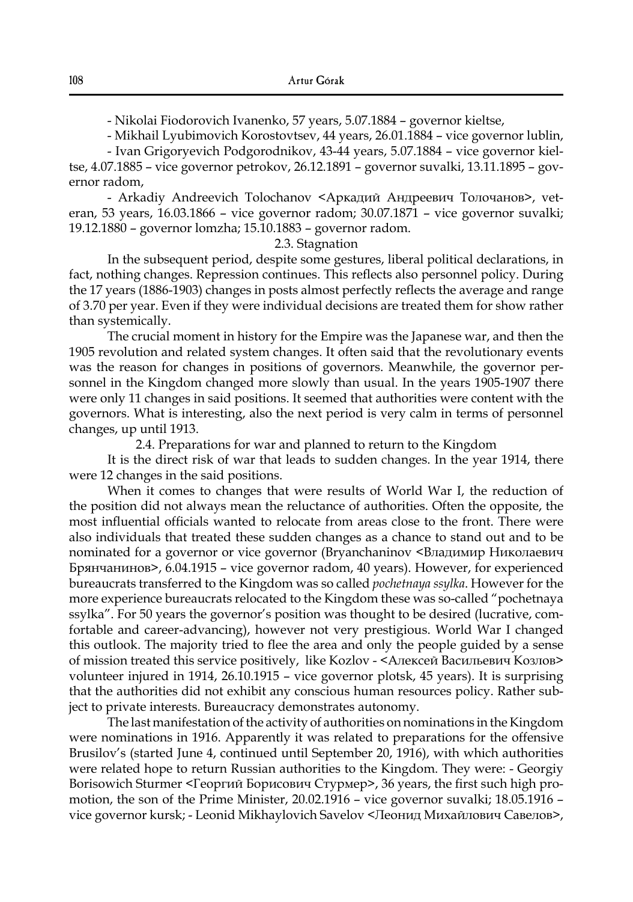- Nikolai Fiodorovich Ivanenko, 57 years, 5.07.1884 – governor kieltse,

- Mikhail Lyubimovich Korostovtsev, 44 years, 26.01.1884 – vice governor lublin,

- Ivan Grigoryevich Podgorodnikov, 43-44 years, 5.07.1884 – vice governor kieltse, 4.07.1885 – vice governor petrokov, 26.12.1891 – governor suvalki, 13.11.1895 – governor radom,

- Arkadiy Andreevich Tolochanov <Аркадий Андреевич Толочанов>, veteran, 53 years, 16.03.1866 – vice governor radom; 30.07.1871 – vice governor suvalki; 19.12.1880 – governor lomzha; 15.10.1883 – governor radom.

### 2.3. Stagnation

In the subsequent period, despite some gestures, liberal political declarations, in fact, nothing changes. Repression continues. This reflects also personnel policy. During the 17 years (1886-1903) changes in posts almost perfectly reflects the average and range of 3.70 per year. Even if they were individual decisions are treated them for show rather than systemically.

The crucial moment in history for the Empire was the Japanese war, and then the 1905 revolution and related system changes. It often said that the revolutionary events was the reason for changes in positions of governors. Meanwhile, the governor personnel in the Kingdom changed more slowly than usual. In the years 1905-1907 there were only 11 changes in said positions. It seemed that authorities were content with the governors. What is interesting, also the next period is very calm in terms of personnel changes, up until 1913.

### 2.4. Preparations for war and planned to return to the Kingdom

It is the direct risk of war that leads to sudden changes. In the year 1914, there were 12 changes in the said positions.

When it comes to changes that were results of World War I, the reduction of the position did not always mean the reluctance of authorities. Often the opposite, the most influential officials wanted to relocate from areas close to the front. There were also individuals that treated these sudden changes as a chance to stand out and to be nominated for a governor or vice governor (Bryanchaninov <Владимир Николаевич Брянчанинов>, 6.04.1915 – vice governor radom, 40 years). However, for experienced bureaucrats transferred to the Kingdom was so called *pochetnaya ssylka*. However for the more experience bureaucrats relocated to the Kingdom these was so-called "pochetnaya ssylka". For 50 years the governor's position was thought to be desired (lucrative, comfortable and career-advancing), however not very prestigious. World War I changed this outlook. The majority tried to flee the area and only the people guided by a sense of mission treated this service positively, like Kozlov - <Алексей Васильевич Козлов> volunteer injured in 1914, 26.10.1915 – vice governor plotsk, 45 years). It is surprising that the authorities did not exhibit any conscious human resources policy. Rather subject to private interests. Bureaucracy demonstrates autonomy.

The last manifestation of the activity of authorities on nominations in the Kingdom were nominations in 1916. Apparently it was related to preparations for the offensive Brusilov's (started June 4, continued until September 20, 1916), with which authorities were related hope to return Russian authorities to the Kingdom. They were: - Georgiy Borisowich Sturmer <Георгий Борисович Стурмер>, 36 years, the first such high promotion, the son of the Prime Minister, 20.02.1916 – vice governor suvalki; 18.05.1916 – vice governor kursk; - Leonid Mikhaylovich Savelov <Леонид Михайлович Савелов>,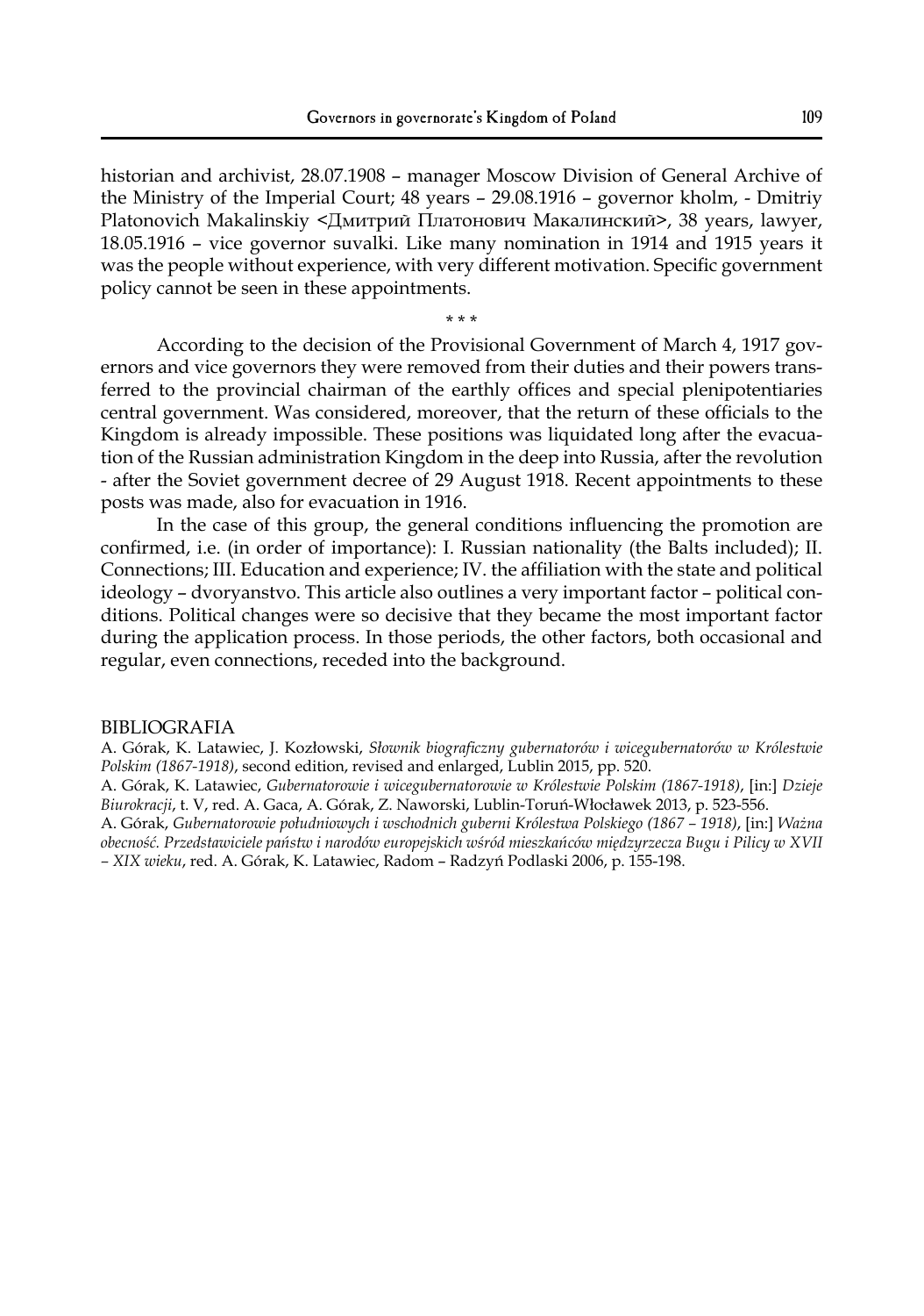historian and archivist, 28.07.1908 – manager Moscow Division of General Archive of the Ministry of the Imperial Court; 48 years – 29.08.1916 – governor kholm, - Dmitriy Platonovich Makalinskiy <Дмитрий Платонович Макалинский>, 38 years, lawyer, 18.05.1916 – vice governor suvalki. Like many nomination in 1914 and 1915 years it was the people without experience, with very different motivation. Specific government policy cannot be seen in these appointments.

\* \* \*

According to the decision of the Provisional Government of March 4, 1917 governors and vice governors they were removed from their duties and their powers transferred to the provincial chairman of the earthly offices and special plenipotentiaries central government. Was considered, moreover, that the return of these officials to the Kingdom is already impossible. These positions was liquidated long after the evacuation of the Russian administration Kingdom in the deep into Russia, after the revolution - after the Soviet government decree of 29 August 1918. Recent appointments to these posts was made, also for evacuation in 1916.

In the case of this group, the general conditions influencing the promotion are confirmed, i.e. (in order of importance): I. Russian nationality (the Balts included); II. Connections; III. Education and experience; IV. the affiliation with the state and political ideology – dvoryanstvo. This article also outlines a very important factor – political conditions. Political changes were so decisive that they became the most important factor during the application process. In those periods, the other factors, both occasional and regular, even connections, receded into the background.

## BIBLIOGRAFIA

A. Górak, K. Latawiec, J. Kozłowski, *Słownik biograficzny gubernatorów i wicegubernatorów w Królestwie Polskim (1867-1918)*, second edition, revised and enlarged, Lublin 2015, pp. 520.

A. Górak, K. Latawiec, *Gubernatorowie i wicegubernatorowie w Królestwie Polskim (1867-1918)*, [in:] *Dzieje Biurokracji*, t. V, red. A. Gaca, A. Górak, Z. Naworski, Lublin-Toruń-Włocławek 2013, p. 523-556.

A. Górak, *Gubernatorowie południowych i wschodnich guberni Królestwa Polskiego (1867 – 1918)*, [in:] *Ważna obecność. Przedstawiciele państw i narodów europejskich wśród mieszkańców międzyrzecza Bugu i Pilicy w XVII – XIX wieku*, red. A. Górak, K. Latawiec, Radom – Radzyń Podlaski 2006, p. 155-198.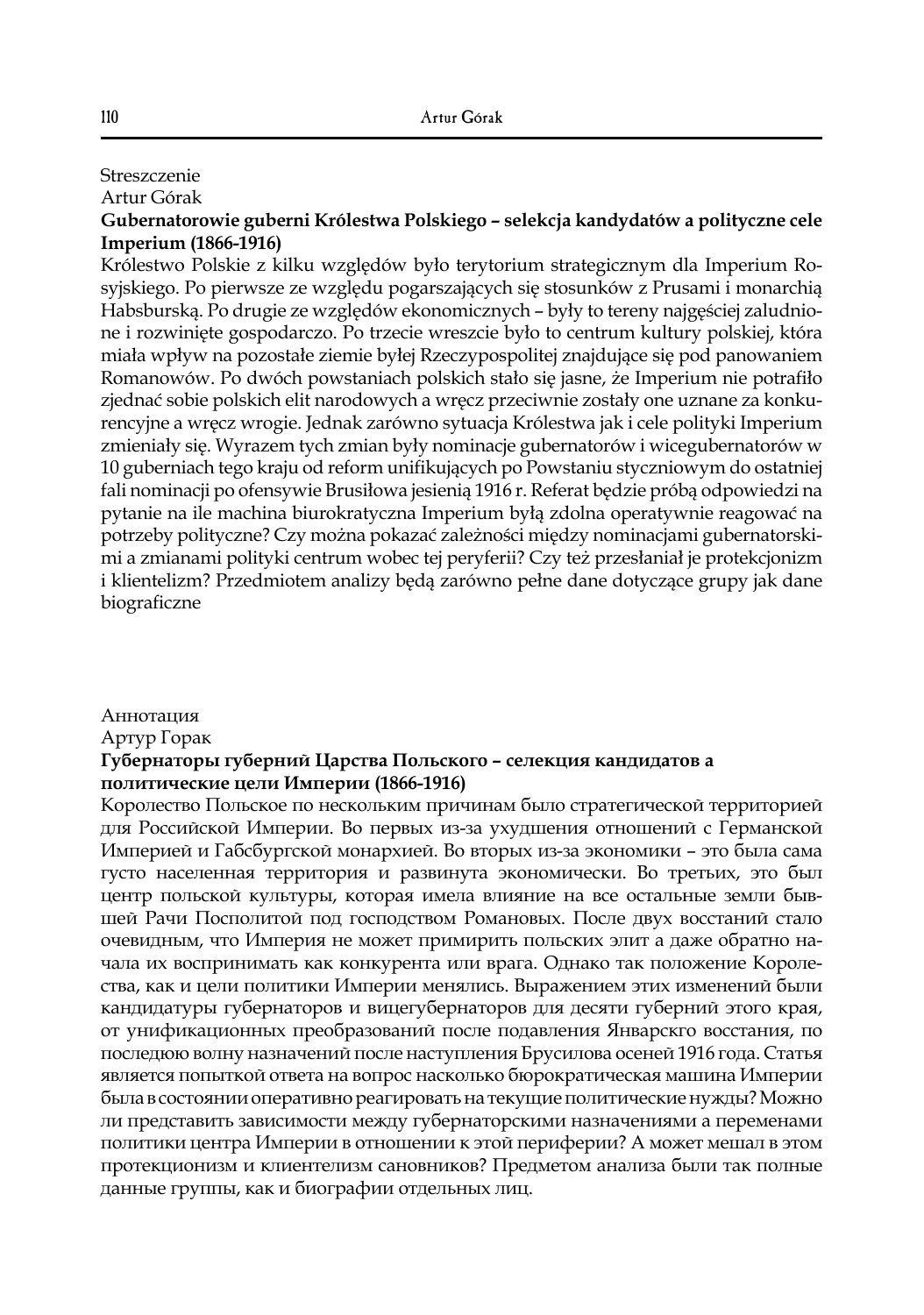Streszczenie

Artur Górak

**Gubernatorowie guberni Królestwa Polskiego – selekcja kandydatów a polityczne cele Imperium (1866-1916)**

Królestwo Polskie z kilku względów było terytorium strategicznym dla Imperium Rosyjskiego. Po pierwsze ze względu pogarszających się stosunków z Prusami i monarchią Habsburską. Po drugie ze względów ekonomicznych – były to tereny najgęściej zaludnione i rozwinięte gospodarczo. Po trzecie wreszcie było to centrum kultury polskiej, która miała wpływ na pozostałe ziemie byłej Rzeczypospolitej znajdujące się pod panowaniem Romanowów. Po dwóch powstaniach polskich stało się jasne, że Imperium nie potrafiło zjednać sobie polskich elit narodowych a wręcz przeciwnie zostały one uznane za konkurencyjne a wręcz wrogie. Jednak zarówno sytuacja Królestwa jak i cele polityki Imperium zmieniały się. Wyrazem tych zmian były nominacje gubernatorów i wicegubernatorów w 10 guberniach tego kraju od reform unifikujących po Powstaniu styczniowym do ostatniej fali nominacji po ofensywie Brusiłowa jesienią 1916 r. Referat będzie próbą odpowiedzi na pytanie na ile machina biurokratyczna Imperium byłą zdolna operatywnie reagować na potrzeby polityczne? Czy można pokazać zależności między nominacjami gubernatorskimi a zmianami polityki centrum wobec tej peryferii? Czy też przesłaniał je protekcjonizm i klientelizm? Przedmiotem analizy będą zarówno pełne dane dotyczące grupy jak dane biograficzne

Аннотация

Артур Горак

**Губернаторы губерний Царства Польского – селекция кандидатов а политические цели Империи (1866-1916)**

Королество Польское по нескольким причинам было стратегической территорией для Российской Империи. Во первых из-за ухудшения отношений с Германской Империей и Габсбургской монархией. Во вторых из-за экономики – это была сама густо населенная территория и развинута экономически. Во третьих, это был центр польской культуры, которая имела влияние на все остальные земли бывшей Рачи Посполитой под господством Романовых. После двух восстаний стало очевидным, что Империя не может примирить польских элит а даже обратно начала их воспринимать как конкурента или врага. Однако так положение Королества, как и цели политики Империи менялись. Выражением этих изменений были кандидатуры губернаторов и вицегубернаторов для десяти губерний этого края, от унификационных преобразований после подавления Январскго восстания, по последюю волну назначений после наступления Брусилова осеней 1916 года. Статья является попыткой ответа на вопрос насколько бюрократическая машина Империи была в состоянии оперативно реагировать на текущие политические нужды? Можно ли представить зависимости между губернаторскими назначениями а переменами политики центра Империи в отношении к этой периферии? А может мешал в этом протекционизм и клиентелизм сановников? Предметом анализа были так полные данные группы, как и биографии отдельных лиц.